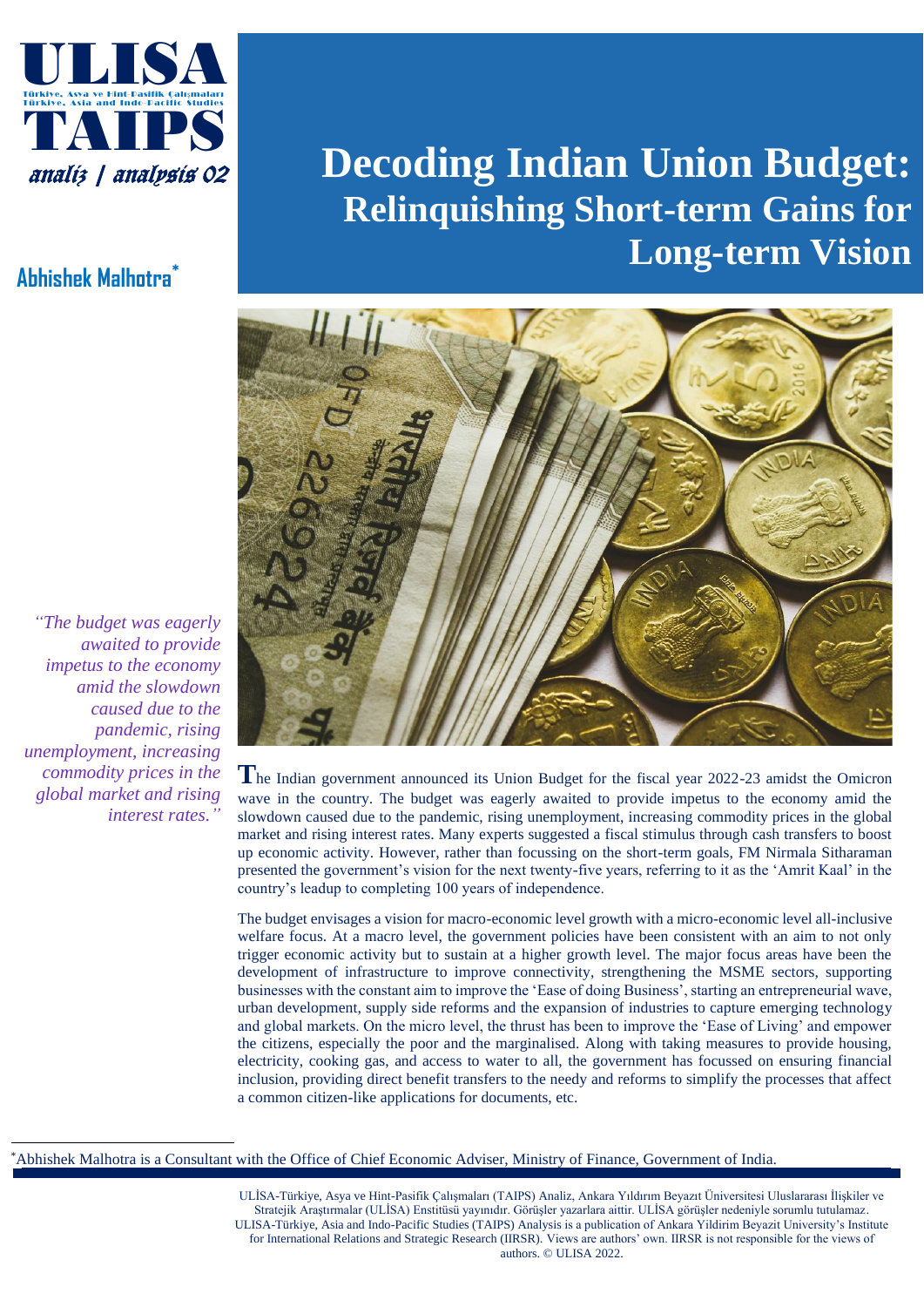ULISA

Türkiye, Asya ve Hint-Pasifik Çalışmaları
Türkiye, Asia and Indo-Pacific Studies

TAIPS

analiz | analysis 02

# Decoding Indian Union Budget:
## Relinquishing Short-term Gains for Long-term Vision

**Abhishek Malhotra***

*"The budget was eagerly awaited to provide impetus to the economy amid the slowdown caused due to the pandemic, rising unemployment, increasing commodity prices in the global market and rising interest rates."*

The Indian government announced its Union Budget for the fiscal year 2022-23 amidst the Omicron wave in the country. The budget was eagerly awaited to provide impetus to the economy amid the slowdown caused due to the pandemic, rising unemployment, increasing commodity prices in the global market and rising interest rates. Many experts suggested a fiscal stimulus through cash transfers to boost up economic activity. However, rather than focussing on the short-term goals, FM Nirmala Sitharaman presented the government's vision for the next twenty-five years, referring to it as the 'Amrit Kaal' in the country's leadup to completing 100 years of independence.

The budget envisages a vision for macro-economic level growth with a micro-economic level all-inclusive welfare focus. At a macro level, the government policies have been consistent with an aim to not only trigger economic activity but to sustain at a higher growth level. The major focus areas have been the development of infrastructure to improve connectivity, strengthening the MSME sectors, supporting businesses with the constant aim to improve the 'Ease of doing Business', starting an entrepreneurial wave, urban development, supply side reforms and the expansion of industries to capture emerging technology and global markets. On the micro level, the thrust has been to improve the 'Ease of Living' and empower the citizens, especially the poor and the marginalised. Along with taking measures to provide housing, electricity, cooking gas, and access to water to all, the government has focussed on ensuring financial inclusion, providing direct benefit transfers to the needy and reforms to simplify the processes that affect a common citizen-like applications for documents, etc.

*Abhishek Malhotra is a Consultant with the Office of Chief Economic Adviser, Ministry of Finance, Government of India.

ULİSA-Türkiye, Asya ve Hint-Pasifik Çalışmaları (TAIPS) Analiz, Ankara Yıldırım Beyazıt Üniversitesi Uluslararası İlişkiler ve Stratejik Araştırmalar (ULİSA) Enstitüsü yayınıdır. Görüşler yazarlara aittir. ULİSA görüşler nedeniyle sorumlu tutulamaz.
ULISA-Türkiye, Asia and Indo-Pacific Studies (TAIPS) Analysis is a publication of Ankara Yildirim Beyazit University's Institute for International Relations and Strategic Research (IIRSR). Views are authors' own. IIRSR is not responsible for the views of authors. © ULISA 2022.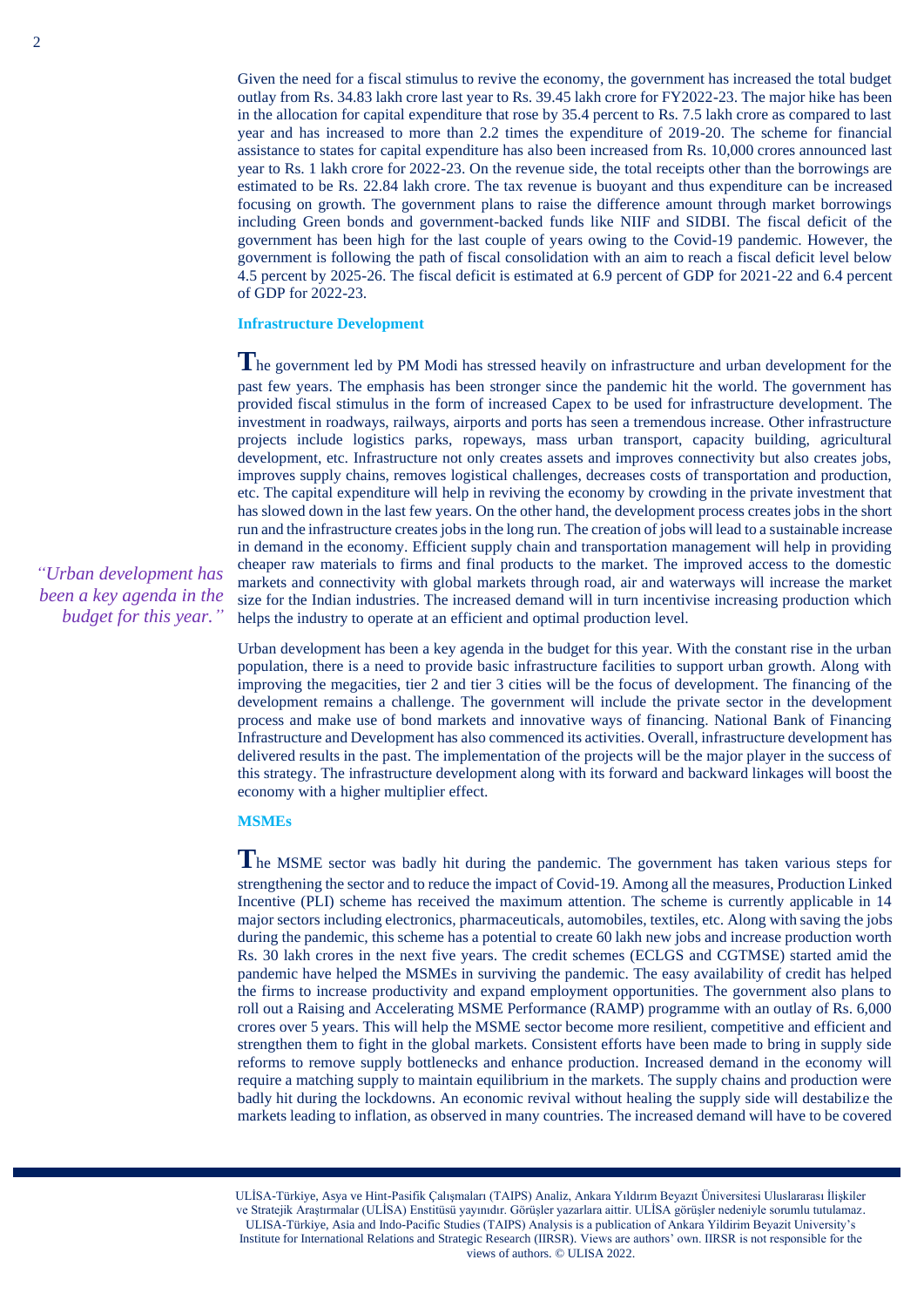Given the need for a fiscal stimulus to revive the economy, the government has increased the total budget outlay from Rs. 34.83 lakh crore last year to Rs. 39.45 lakh crore for FY2022-23. The major hike has been in the allocation for capital expenditure that rose by 35.4 percent to Rs. 7.5 lakh crore as compared to last year and has increased to more than 2.2 times the expenditure of 2019-20. The scheme for financial assistance to states for capital expenditure has also been increased from Rs. 10,000 crores announced last year to Rs. 1 lakh crore for 2022-23. On the revenue side, the total receipts other than the borrowings are estimated to be Rs. 22.84 lakh crore. The tax revenue is buoyant and thus expenditure can be increased focusing on growth. The government plans to raise the difference amount through market borrowings including Green bonds and government-backed funds like NIIF and SIDBI. The fiscal deficit of the government has been high for the last couple of years owing to the Covid-19 pandemic. However, the government is following the path of fiscal consolidation with an aim to reach a fiscal deficit level below 4.5 percent by 2025-26. The fiscal deficit is estimated at 6.9 percent of GDP for 2021-22 and 6.4 percent of GDP for 2022-23.

### Infrastructure Development

The government led by PM Modi has stressed heavily on infrastructure and urban development for the past few years. The emphasis has been stronger since the pandemic hit the world. The government has provided fiscal stimulus in the form of increased Capex to be used for infrastructure development. The investment in roadways, railways, airports and ports has seen a tremendous increase. Other infrastructure projects include logistics parks, ropeways, mass urban transport, capacity building, agricultural development, etc. Infrastructure not only creates assets and improves connectivity but also creates jobs, improves supply chains, removes logistical challenges, decreases costs of transportation and production, etc. The capital expenditure will help in reviving the economy by crowding in the private investment that has slowed down in the last few years. On the other hand, the development process creates jobs in the short run and the infrastructure creates jobs in the long run. The creation of jobs will lead to a sustainable increase in demand in the economy. Efficient supply chain and transportation management will help in providing cheaper raw materials to firms and final products to the market. The improved access to the domestic markets and connectivity with global markets through road, air and waterways will increase the market size for the Indian industries. The increased demand will in turn incentivise increasing production which helps the industry to operate at an efficient and optimal production level.

> *"Urban development has been a key agenda in the budget for this year."*

Urban development has been a key agenda in the budget for this year. With the constant rise in the urban population, there is a need to provide basic infrastructure facilities to support urban growth. Along with improving the megacities, tier 2 and tier 3 cities will be the focus of development. The financing of the development remains a challenge. The government will include the private sector in the development process and make use of bond markets and innovative ways of financing. National Bank of Financing Infrastructure and Development has also commenced its activities. Overall, infrastructure development has delivered results in the past. The implementation of the projects will be the major player in the success of this strategy. The infrastructure development along with its forward and backward linkages will boost the economy with a higher multiplier effect.

### MSMEs

The MSME sector was badly hit during the pandemic. The government has taken various steps for strengthening the sector and to reduce the impact of Covid-19. Among all the measures, Production Linked Incentive (PLI) scheme has received the maximum attention. The scheme is currently applicable in 14 major sectors including electronics, pharmaceuticals, automobiles, textiles, etc. Along with saving the jobs during the pandemic, this scheme has a potential to create 60 lakh new jobs and increase production worth Rs. 30 lakh crores in the next five years. The credit schemes (ECLGS and CGTMSE) started amid the pandemic have helped the MSMEs in surviving the pandemic. The easy availability of credit has helped the firms to increase productivity and expand employment opportunities. The government also plans to roll out a Raising and Accelerating MSME Performance (RAMP) programme with an outlay of Rs. 6,000 crores over 5 years. This will help the MSME sector become more resilient, competitive and efficient and strengthen them to fight in the global markets. Consistent efforts have been made to bring in supply side reforms to remove supply bottlenecks and enhance production. Increased demand in the economy will require a matching supply to maintain equilibrium in the markets. The supply chains and production were badly hit during the lockdowns. An economic revival without healing the supply side will destabilize the markets leading to inflation, as observed in many countries. The increased demand will have to be covered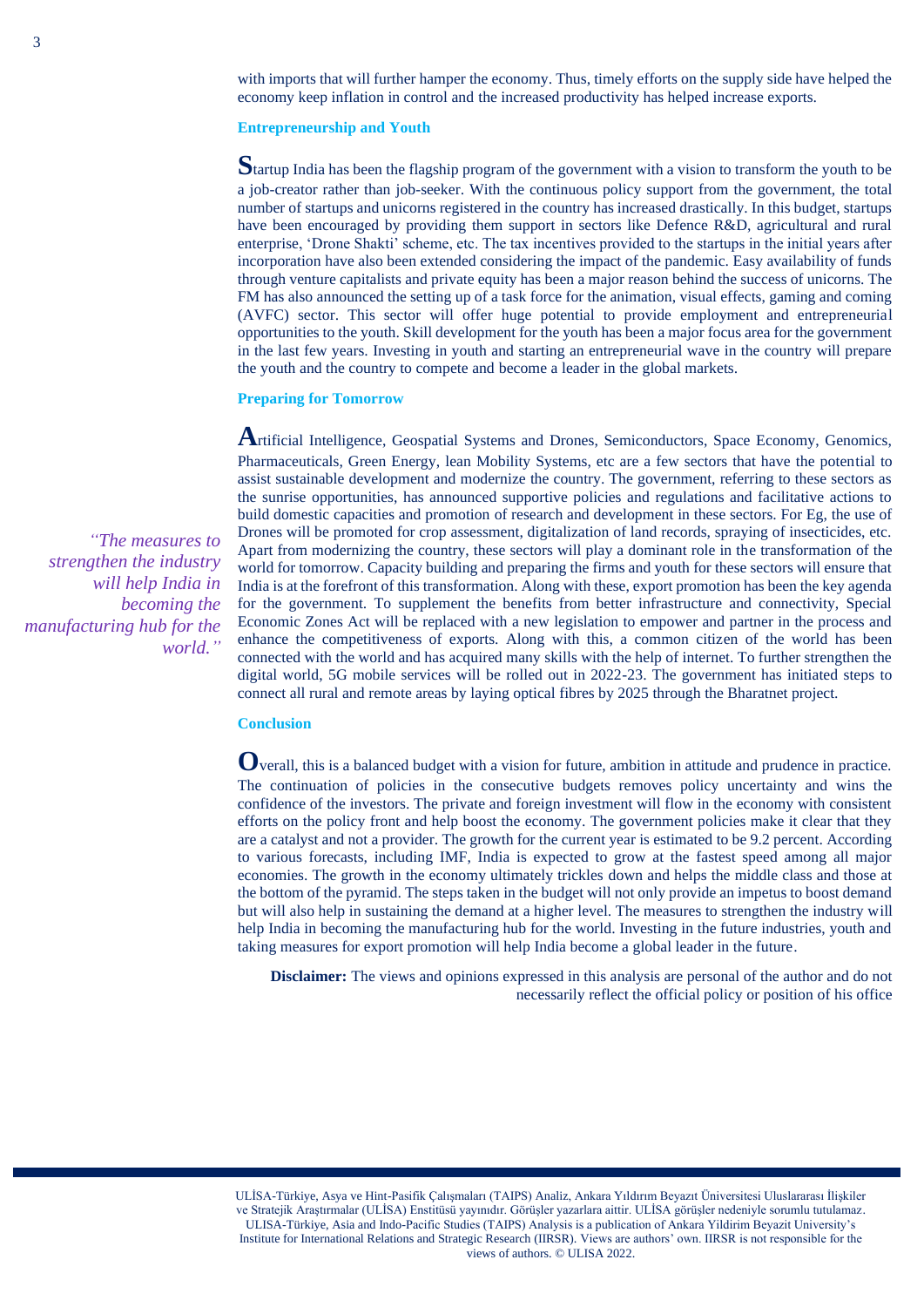with imports that will further hamper the economy. Thus, timely efforts on the supply side have helped the economy keep inflation in control and the increased productivity has helped increase exports.

### Entrepreneurship and Youth

Startup India has been the flagship program of the government with a vision to transform the youth to be a job-creator rather than job-seeker. With the continuous policy support from the government, the total number of startups and unicorns registered in the country has increased drastically. In this budget, startups have been encouraged by providing them support in sectors like Defence R&D, agricultural and rural enterprise, 'Drone Shakti' scheme, etc. The tax incentives provided to the startups in the initial years after incorporation have also been extended considering the impact of the pandemic. Easy availability of funds through venture capitalists and private equity has been a major reason behind the success of unicorns. The FM has also announced the setting up of a task force for the animation, visual effects, gaming and coming (AVFC) sector. This sector will offer huge potential to provide employment and entrepreneurial opportunities to the youth. Skill development for the youth has been a major focus area for the government in the last few years. Investing in youth and starting an entrepreneurial wave in the country will prepare the youth and the country to compete and become a leader in the global markets.

### Preparing for Tomorrow

Artificial Intelligence, Geospatial Systems and Drones, Semiconductors, Space Economy, Genomics, Pharmaceuticals, Green Energy, lean Mobility Systems, etc are a few sectors that have the potential to assist sustainable development and modernize the country. The government, referring to these sectors as the sunrise opportunities, has announced supportive policies and regulations and facilitative actions to build domestic capacities and promotion of research and development in these sectors. For Eg, the use of Drones will be promoted for crop assessment, digitalization of land records, spraying of insecticides, etc. Apart from modernizing the country, these sectors will play a dominant role in the transformation of the world for tomorrow. Capacity building and preparing the firms and youth for these sectors will ensure that India is at the forefront of this transformation. Along with these, export promotion has been the key agenda for the government. To supplement the benefits from better infrastructure and connectivity, Special Economic Zones Act will be replaced with a new legislation to empower and partner in the process and enhance the competitiveness of exports. Along with this, a common citizen of the world has been connected with the world and has acquired many skills with the help of internet. To further strengthen the digital world, 5G mobile services will be rolled out in 2022-23. The government has initiated steps to connect all rural and remote areas by laying optical fibres by 2025 through the Bharatnet project.

*"The measures to strengthen the industry will help India in becoming the manufacturing hub for the world."*

### Conclusion

Overall, this is a balanced budget with a vision for future, ambition in attitude and prudence in practice. The continuation of policies in the consecutive budgets removes policy uncertainty and wins the confidence of the investors. The private and foreign investment will flow in the economy with consistent efforts on the policy front and help boost the economy. The government policies make it clear that they are a catalyst and not a provider. The growth for the current year is estimated to be 9.2 percent. According to various forecasts, including IMF, India is expected to grow at the fastest speed among all major economies. The growth in the economy ultimately trickles down and helps the middle class and those at the bottom of the pyramid. The steps taken in the budget will not only provide an impetus to boost demand but will also help in sustaining the demand at a higher level. The measures to strengthen the industry will help India in becoming the manufacturing hub for the world. Investing in the future industries, youth and taking measures for export promotion will help India become a global leader in the future.

**Disclaimer:** The views and opinions expressed in this analysis are personal of the author and do not necessarily reflect the official policy or position of his office

ULİSA-Türkiye, Asya ve Hint-Pasifik Çalışmaları (TAIPS) Analiz, Ankara Yıldırım Beyazıt Üniversitesi Uluslararası İlişkiler ve Stratejik Araştırmalar (ULİSA) Enstitüsü yayınıdır. Görüşler yazarlara aittir. ULİSA görüşler nedeniyle sorumlu tutulamaz. ULISA-Türkiye, Asia and Indo-Pacific Studies (TAIPS) Analysis is a publication of Ankara Yildirim Beyazit University's Institute for International Relations and Strategic Research (IIRSR). Views are authors' own. IIRSR is not responsible for the views of authors. © ULISA 2022.